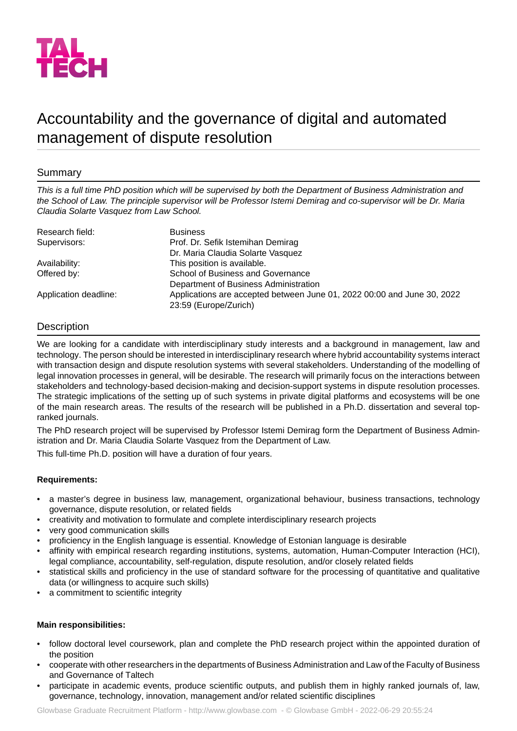TAL TECH

# Accountability and the governance of digital and automated management of dispute resolution

## Summary

*This is a full time PhD position which will be supervised by both the Department of Business Administration and the School of Law. The principle supervisor will be Professor Istemi Demirag and co-supervisor will be Dr. Maria Claudia Solarte Vasquez from Law School.*

| | |
|---|---|
| Research field: | Business |
| Supervisors: | Prof. Dr. Sefik Istemihan Demirag<br>Dr. Maria Claudia Solarte Vasquez |
| Availability: | This position is available. |
| Offered by: | School of Business and Governance<br>Department of Business Administration |
| Application deadline: | Applications are accepted between June 01, 2022 00:00 and June 30, 2022 23:59 (Europe/Zurich) |

## Description

We are looking for a candidate with interdisciplinary study interests and a background in management, law and technology. The person should be interested in interdisciplinary research where hybrid accountability systems interact with transaction design and dispute resolution systems with several stakeholders. Understanding of the modelling of legal innovation processes in general, will be desirable. The research will primarily focus on the interactions between stakeholders and technology-based decision-making and decision-support systems in dispute resolution processes. The strategic implications of the setting up of such systems in private digital platforms and ecosystems will be one of the main research areas. The results of the research will be published in a Ph.D. dissertation and several top-ranked journals.

The PhD research project will be supervised by Professor Istemi Demirag form the Department of Business Administration and Dr. Maria Claudia Solarte Vasquez from the Department of Law.

This full-time Ph.D. position will have a duration of four years.

**Requirements:**

- a master's degree in business law, management, organizational behaviour, business transactions, technology governance, dispute resolution, or related fields
- creativity and motivation to formulate and complete interdisciplinary research projects
- very good communication skills
- proficiency in the English language is essential. Knowledge of Estonian language is desirable
- affinity with empirical research regarding institutions, systems, automation, Human-Computer Interaction (HCI), legal compliance, accountability, self-regulation, dispute resolution, and/or closely related fields
- statistical skills and proficiency in the use of standard software for the processing of quantitative and qualitative data (or willingness to acquire such skills)
- a commitment to scientific integrity

**Main responsibilities:**

- follow doctoral level coursework, plan and complete the PhD research project within the appointed duration of the position
- cooperate with other researchers in the departments of Business Administration and Law of the Faculty of Business and Governance of Taltech
- participate in academic events, produce scientific outputs, and publish them in highly ranked journals of, law, governance, technology, innovation, management and/or related scientific disciplines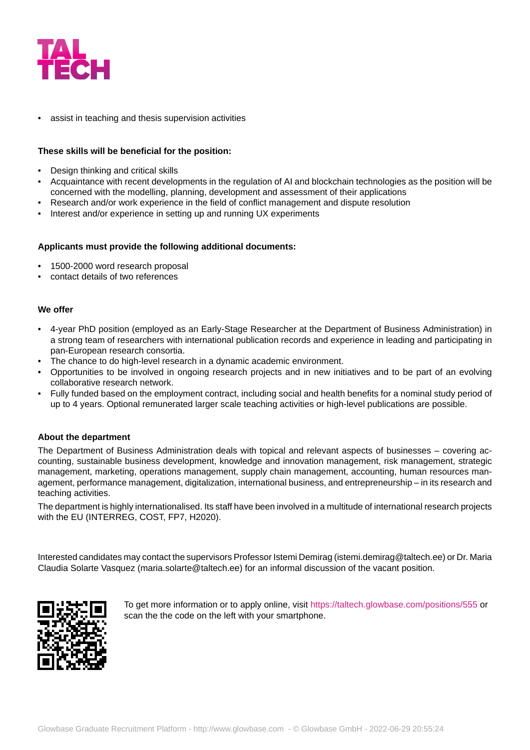- assist in teaching and thesis supervision activities

**These skills will be beneficial for the position:**

- Design thinking and critical skills
- Acquaintance with recent developments in the regulation of AI and blockchain technologies as the position will be concerned with the modelling, planning, development and assessment of their applications
- Research and/or work experience in the field of conflict management and dispute resolution
- Interest and/or experience in setting up and running UX experiments

**Applicants must provide the following additional documents:**

- 1500-2000 word research proposal
- contact details of two references

**We offer**

- 4-year PhD position (employed as an Early-Stage Researcher at the Department of Business Administration) in a strong team of researchers with international publication records and experience in leading and participating in pan-European research consortia.
- The chance to do high-level research in a dynamic academic environment.
- Opportunities to be involved in ongoing research projects and in new initiatives and to be part of an evolving collaborative research network.
- Fully funded based on the employment contract, including social and health benefits for a nominal study period of up to 4 years. Optional remunerated larger scale teaching activities or high-level publications are possible.

**About the department**

The Department of Business Administration deals with topical and relevant aspects of businesses – covering accounting, sustainable business development, knowledge and innovation management, risk management, strategic management, marketing, operations management, supply chain management, accounting, human resources management, performance management, digitalization, international business, and entrepreneurship – in its research and teaching activities.

The department is highly internationalised. Its staff have been involved in a multitude of international research projects with the EU (INTERREG, COST, FP7, H2020).

Interested candidates may contact the supervisors Professor Istemi Demirag (istemi.demirag@taltech.ee) or Dr. Maria Claudia Solarte Vasquez (maria.solarte@taltech.ee) for an informal discussion of the vacant position.

To get more information or to apply online, visit https://taltech.glowbase.com/positions/555 or scan the the code on the left with your smartphone.